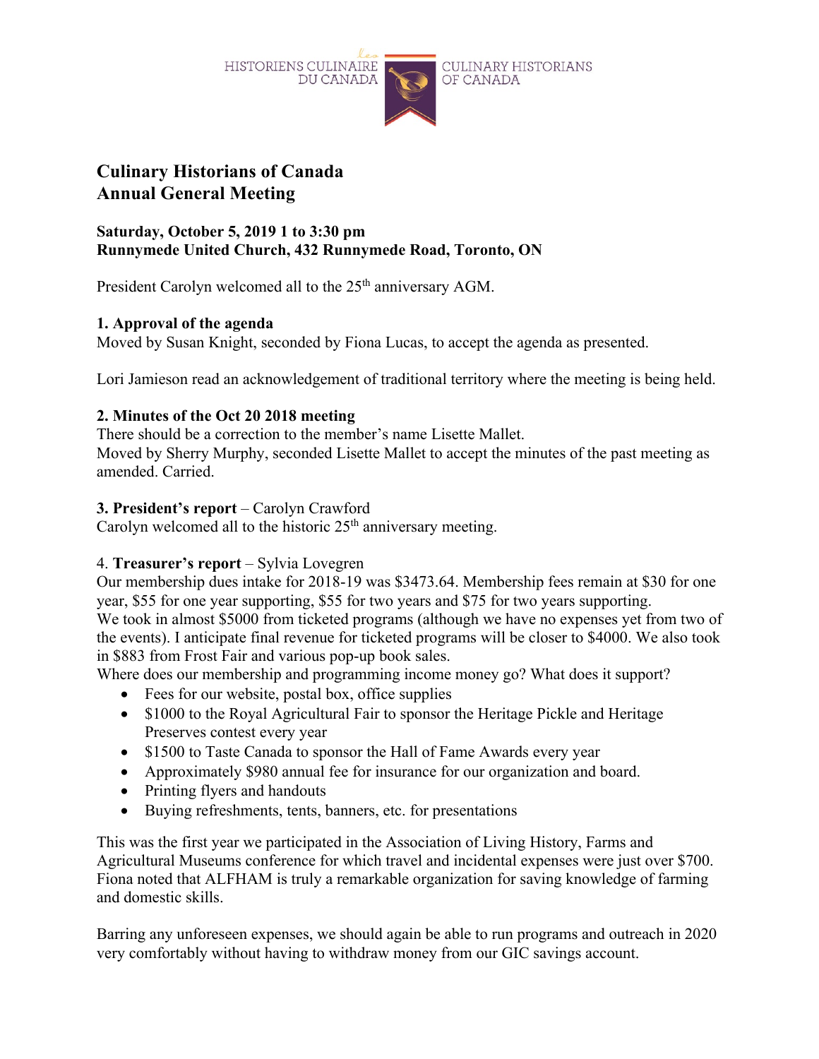HISTORIENS CULINAIRE DU CANADA | CULINARY HISTORIANS OF CANADA

# Culinary Historians of Canada
# Annual General Meeting

**Saturday, October 5, 2019 1 to 3:30 pm**
**Runnymede United Church, 432 Runnymede Road, Toronto, ON**

President Carolyn welcomed all to the 25th anniversary AGM.

### 1. Approval of the agenda

Moved by Susan Knight, seconded by Fiona Lucas, to accept the agenda as presented.

Lori Jamieson read an acknowledgement of traditional territory where the meeting is being held.

### 2. Minutes of the Oct 20 2018 meeting

There should be a correction to the member's name Lisette Mallet.
Moved by Sherry Murphy, seconded Lisette Mallet to accept the minutes of the past meeting as amended. Carried.

### 3. President's report – Carolyn Crawford

Carolyn welcomed all to the historic 25th anniversary meeting.

### 4. Treasurer's report – Sylvia Lovegren

Our membership dues intake for 2018-19 was $3473.64. Membership fees remain at $30 for one year, $55 for one year supporting, $55 for two years and $75 for two years supporting.
We took in almost $5000 from ticketed programs (although we have no expenses yet from two of the events). I anticipate final revenue for ticketed programs will be closer to $4000. We also took in $883 from Frost Fair and various pop-up book sales.
Where does our membership and programming income money go? What does it support?

- Fees for our website, postal box, office supplies
- $1000 to the Royal Agricultural Fair to sponsor the Heritage Pickle and Heritage Preserves contest every year
- $1500 to Taste Canada to sponsor the Hall of Fame Awards every year
- Approximately $980 annual fee for insurance for our organization and board.
- Printing flyers and handouts
- Buying refreshments, tents, banners, etc. for presentations

This was the first year we participated in the Association of Living History, Farms and Agricultural Museums conference for which travel and incidental expenses were just over $700. Fiona noted that ALFHAM is truly a remarkable organization for saving knowledge of farming and domestic skills.

Barring any unforeseen expenses, we should again be able to run programs and outreach in 2020 very comfortably without having to withdraw money from our GIC savings account.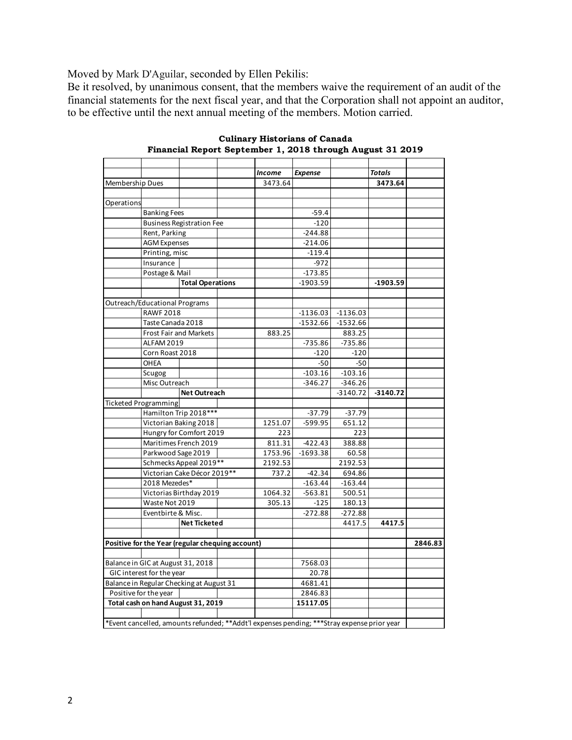Moved by Mark D'Aguilar, seconded by Ellen Pekilis:
Be it resolved, by unanimous consent, that the members waive the requirement of an audit of the financial statements for the next fiscal year, and that the Corporation shall not appoint an auditor, to be effective until the next annual meeting of the members. Motion carried.

**Culinary Historians of Canada**
**Financial Report September 1, 2018 through August 31 2019**

| | | Income | Expense | | Totals | |
|---|---|---|---|---|---|---|
| Membership Dues | | 3473.64 | | | **3473.64** | |
| | | | | | | |
| Operations | | | | | | |
| | Banking Fees | | -59.4 | | | |
| | Business Registration Fee | | -120 | | | |
| | Rent, Parking | | -244.88 | | | |
| | AGM Expenses | | -214.06 | | | |
| | Printing, misc | | -119.4 | | | |
| | Insurance | | -972 | | | |
| | Postage & Mail | | -173.85 | | | |
| | **Total Operations** | | -1903.59 | | **-1903.59** | |
| | | | | | | |
| Outreach/Educational Programs | | | | | | |
| | RAWF 2018 | | -1136.03 | -1136.03 | | |
| | Taste Canada 2018 | | -1532.66 | -1532.66 | | |
| | Frost Fair and Markets | 883.25 | | 883.25 | | |
| | ALFAM 2019 | | -735.86 | -735.86 | | |
| | Corn Roast 2018 | | -120 | -120 | | |
| | OHEA | | -50 | -50 | | |
| | Scugog | | -103.16 | -103.16 | | |
| | Misc Outreach | | -346.27 | -346.26 | | |
| | **Net Outreach** | | | -3140.72 | **-3140.72** | |
| Ticketed Programming | | | | | | |
| | Hamilton Trip 2018*** | | -37.79 | -37.79 | | |
| | Victorian Baking 2018 | 1251.07 | -599.95 | 651.12 | | |
| | Hungry for Comfort 2019 | 223 | | 223 | | |
| | Maritimes French 2019 | 811.31 | -422.43 | 388.88 | | |
| | Parkwood Sage 2019 | 1753.96 | -1693.38 | 60.58 | | |
| | Schmecks Appeal 2019** | 2192.53 | | 2192.53 | | |
| | Victorian Cake Décor 2019** | 737.2 | -42.34 | 694.86 | | |
| | 2018 Mezedes* | | -163.44 | -163.44 | | |
| | Victorias Birthday 2019 | 1064.32 | -563.81 | 500.51 | | |
| | Waste Not 2019 | 305.13 | -125 | 180.13 | | |
| | Eventbirte & Misc. | | -272.88 | -272.88 | | |
| | **Net Ticketed** | | | 4417.5 | **4417.5** | |
| | | | | | | |
| **Positive for the Year (regular chequing account)** | | | | | | **2846.83** |
| | | | | | | |
| Balance in GIC at August 31, 2018 | | | 7568.03 | | | |
| GIC interest for the year | | | 20.78 | | | |
| Balance in Regular Checking at August 31 | | | 4681.41 | | | |
| Positive for the year | | | 2846.83 | | | |
| **Total cash on hand August 31, 2019** | | | **15117.05** | | | |
| | | | | | | |
| *Event cancelled, amounts refunded; **Addt'l expenses pending; ***Stray expense prior year | | | | | | |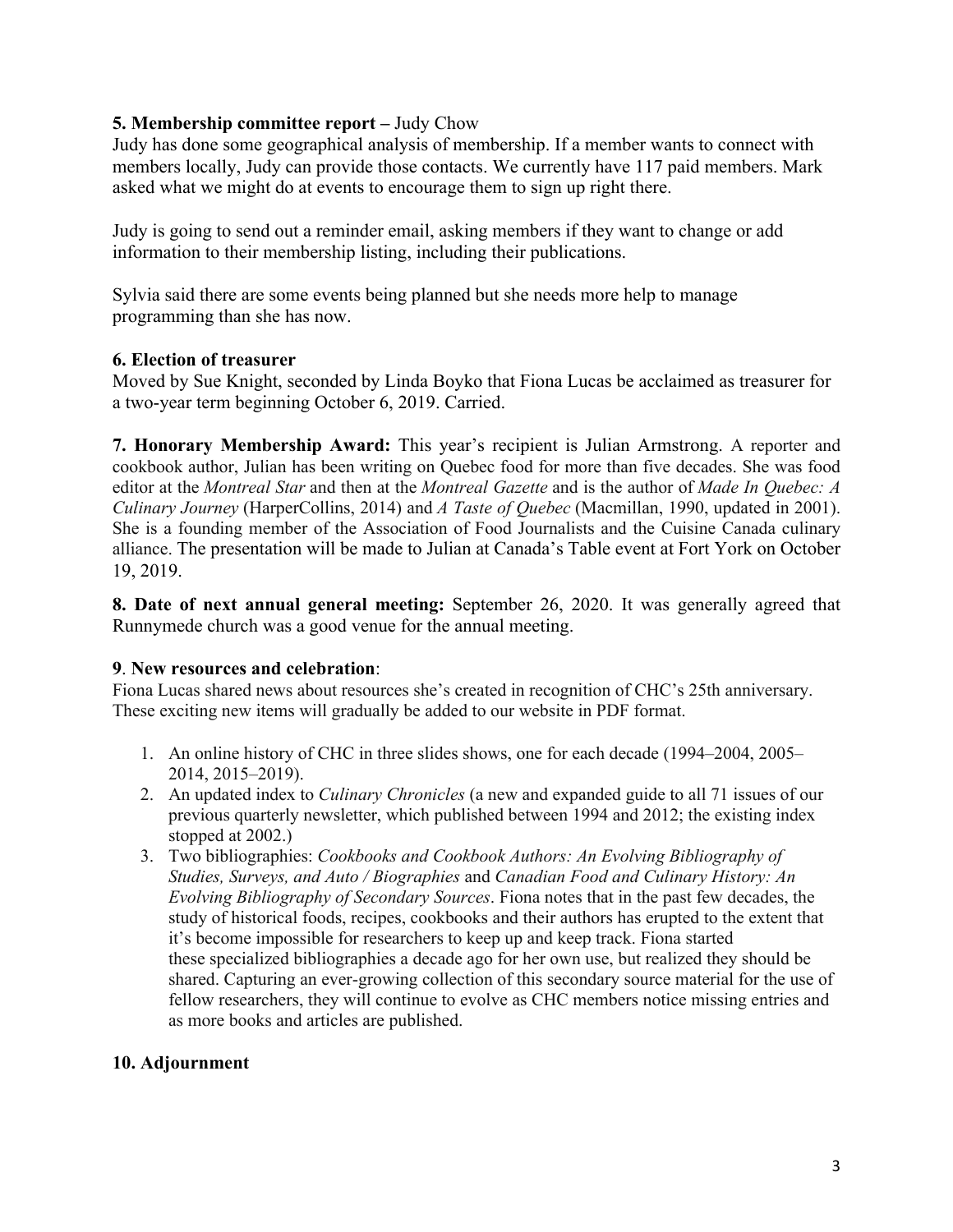**5. Membership committee report –** Judy Chow

Judy has done some geographical analysis of membership. If a member wants to connect with members locally, Judy can provide those contacts. We currently have 117 paid members. Mark asked what we might do at events to encourage them to sign up right there.

Judy is going to send out a reminder email, asking members if they want to change or add information to their membership listing, including their publications.

Sylvia said there are some events being planned but she needs more help to manage programming than she has now.

**6. Election of treasurer**

Moved by Sue Knight, seconded by Linda Boyko that Fiona Lucas be acclaimed as treasurer for a two-year term beginning October 6, 2019. Carried.

**7. Honorary Membership Award:** This year's recipient is Julian Armstrong. A reporter and cookbook author, Julian has been writing on Quebec food for more than five decades. She was food editor at the *Montreal Star* and then at the *Montreal Gazette* and is the author of *Made In Quebec: A Culinary Journey* (HarperCollins, 2014) and *A Taste of Quebec* (Macmillan, 1990, updated in 2001). She is a founding member of the Association of Food Journalists and the Cuisine Canada culinary alliance. The presentation will be made to Julian at Canada's Table event at Fort York on October 19, 2019.

**8. Date of next annual general meeting:** September 26, 2020. It was generally agreed that Runnymede church was a good venue for the annual meeting.

**9**. **New resources and celebration**:

Fiona Lucas shared news about resources she's created in recognition of CHC's 25th anniversary. These exciting new items will gradually be added to our website in PDF format.

1. An online history of CHC in three slides shows, one for each decade (1994–2004, 2005–2014, 2015–2019).
2. An updated index to *Culinary Chronicles* (a new and expanded guide to all 71 issues of our previous quarterly newsletter, which published between 1994 and 2012; the existing index stopped at 2002.)
3. Two bibliographies: *Cookbooks and Cookbook Authors: An Evolving Bibliography of Studies, Surveys, and Auto / Biographies* and *Canadian Food and Culinary History: An Evolving Bibliography of Secondary Sources*. Fiona notes that in the past few decades, the study of historical foods, recipes, cookbooks and their authors has erupted to the extent that it's become impossible for researchers to keep up and keep track. Fiona started these specialized bibliographies a decade ago for her own use, but realized they should be shared. Capturing an ever-growing collection of this secondary source material for the use of fellow researchers, they will continue to evolve as CHC members notice missing entries and as more books and articles are published.

**10. Adjournment**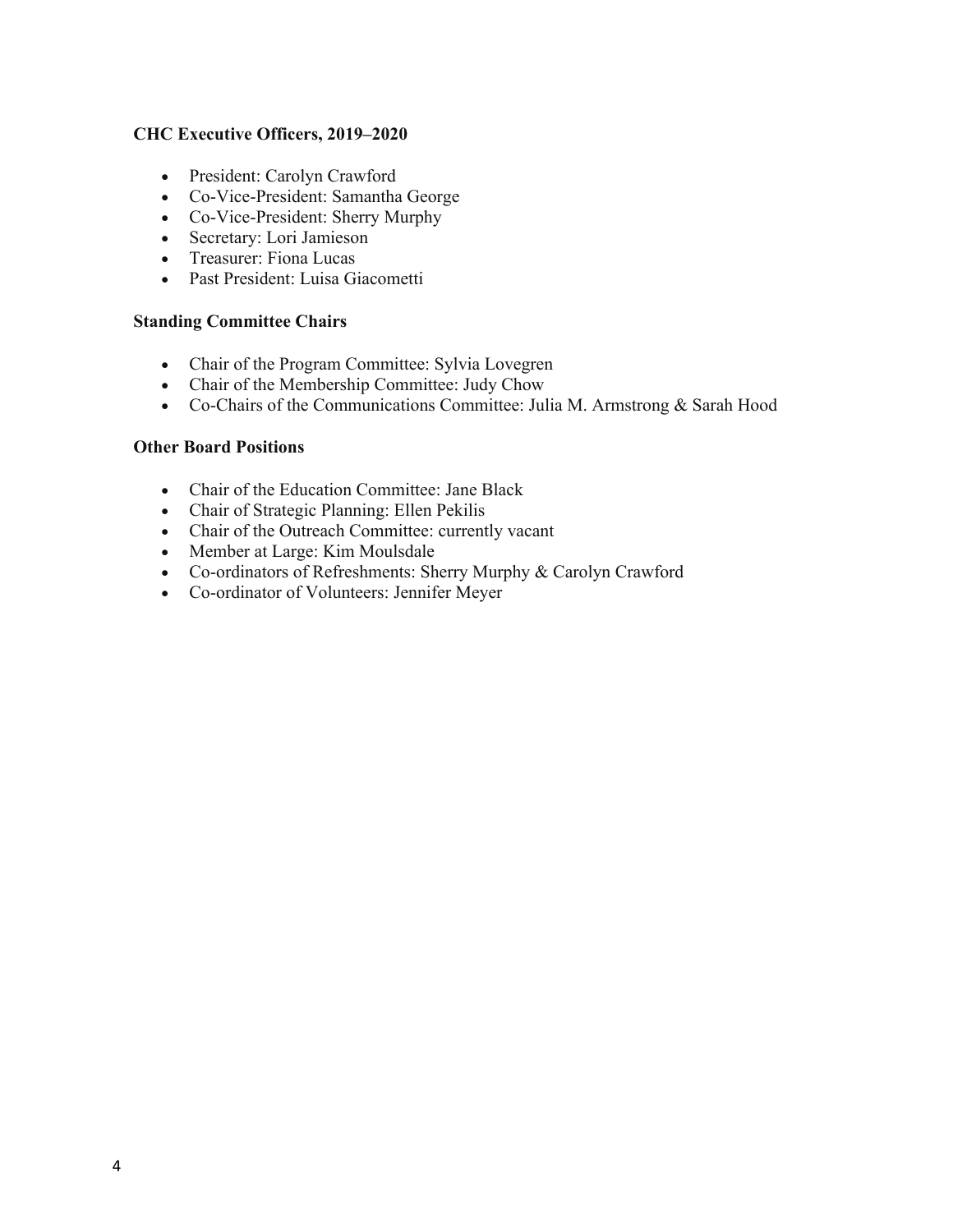**CHC Executive Officers, 2019–2020**

- President: Carolyn Crawford
- Co-Vice-President: Samantha George
- Co-Vice-President: Sherry Murphy
- Secretary: Lori Jamieson
- Treasurer: Fiona Lucas
- Past President: Luisa Giacometti

**Standing Committee Chairs**

- Chair of the Program Committee: Sylvia Lovegren
- Chair of the Membership Committee: Judy Chow
- Co-Chairs of the Communications Committee: Julia M. Armstrong & Sarah Hood

**Other Board Positions**

- Chair of the Education Committee: Jane Black
- Chair of Strategic Planning: Ellen Pekilis
- Chair of the Outreach Committee: currently vacant
- Member at Large: Kim Moulsdale
- Co-ordinators of Refreshments: Sherry Murphy & Carolyn Crawford
- Co-ordinator of Volunteers: Jennifer Meyer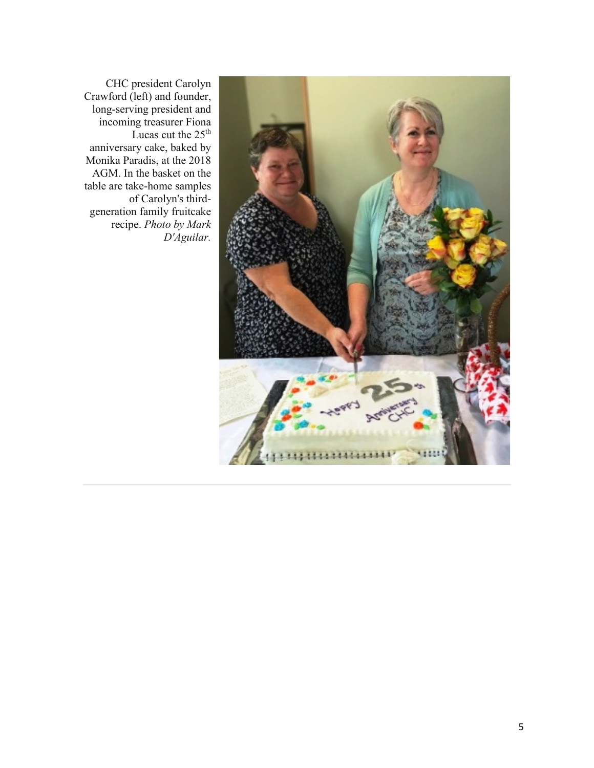CHC president Carolyn Crawford (left) and founder, long-serving president and incoming treasurer Fiona Lucas cut the 25th anniversary cake, baked by Monika Paradis, at the 2018 AGM. In the basket on the table are take-home samples of Carolyn's third-generation family fruitcake recipe. *Photo by Mark D'Aguilar.*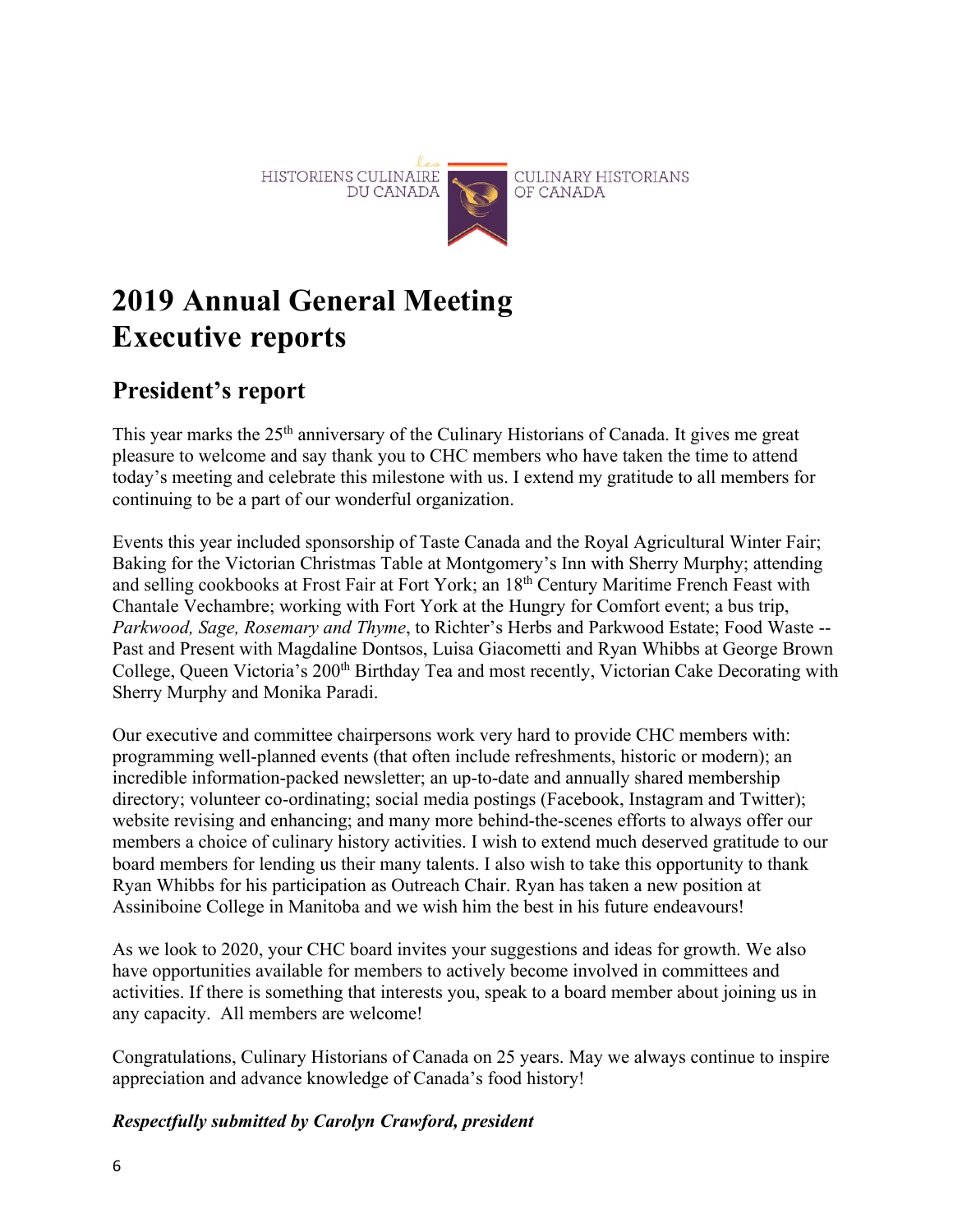HISTORIENS CULINAIRE DU CANADA — CULINARY HISTORIANS OF CANADA

# 2019 Annual General Meeting Executive reports

## President's report

This year marks the 25th anniversary of the Culinary Historians of Canada. It gives me great pleasure to welcome and say thank you to CHC members who have taken the time to attend today's meeting and celebrate this milestone with us. I extend my gratitude to all members for continuing to be a part of our wonderful organization.

Events this year included sponsorship of Taste Canada and the Royal Agricultural Winter Fair; Baking for the Victorian Christmas Table at Montgomery's Inn with Sherry Murphy; attending and selling cookbooks at Frost Fair at Fort York; an 18th Century Maritime French Feast with Chantale Vechambre; working with Fort York at the Hungry for Comfort event; a bus trip, *Parkwood, Sage, Rosemary and Thyme*, to Richter's Herbs and Parkwood Estate; Food Waste -- Past and Present with Magdaline Dontsos, Luisa Giacometti and Ryan Whibbs at George Brown College, Queen Victoria's 200th Birthday Tea and most recently, Victorian Cake Decorating with Sherry Murphy and Monika Paradi.

Our executive and committee chairpersons work very hard to provide CHC members with: programming well-planned events (that often include refreshments, historic or modern); an incredible information-packed newsletter; an up-to-date and annually shared membership directory; volunteer co-ordinating; social media postings (Facebook, Instagram and Twitter); website revising and enhancing; and many more behind-the-scenes efforts to always offer our members a choice of culinary history activities. I wish to extend much deserved gratitude to our board members for lending us their many talents. I also wish to take this opportunity to thank Ryan Whibbs for his participation as Outreach Chair. Ryan has taken a new position at Assiniboine College in Manitoba and we wish him the best in his future endeavours!

As we look to 2020, your CHC board invites your suggestions and ideas for growth. We also have opportunities available for members to actively become involved in committees and activities. If there is something that interests you, speak to a board member about joining us in any capacity. All members are welcome!

Congratulations, Culinary Historians of Canada on 25 years. May we always continue to inspire appreciation and advance knowledge of Canada's food history!

***Respectfully submitted by Carolyn Crawford, president***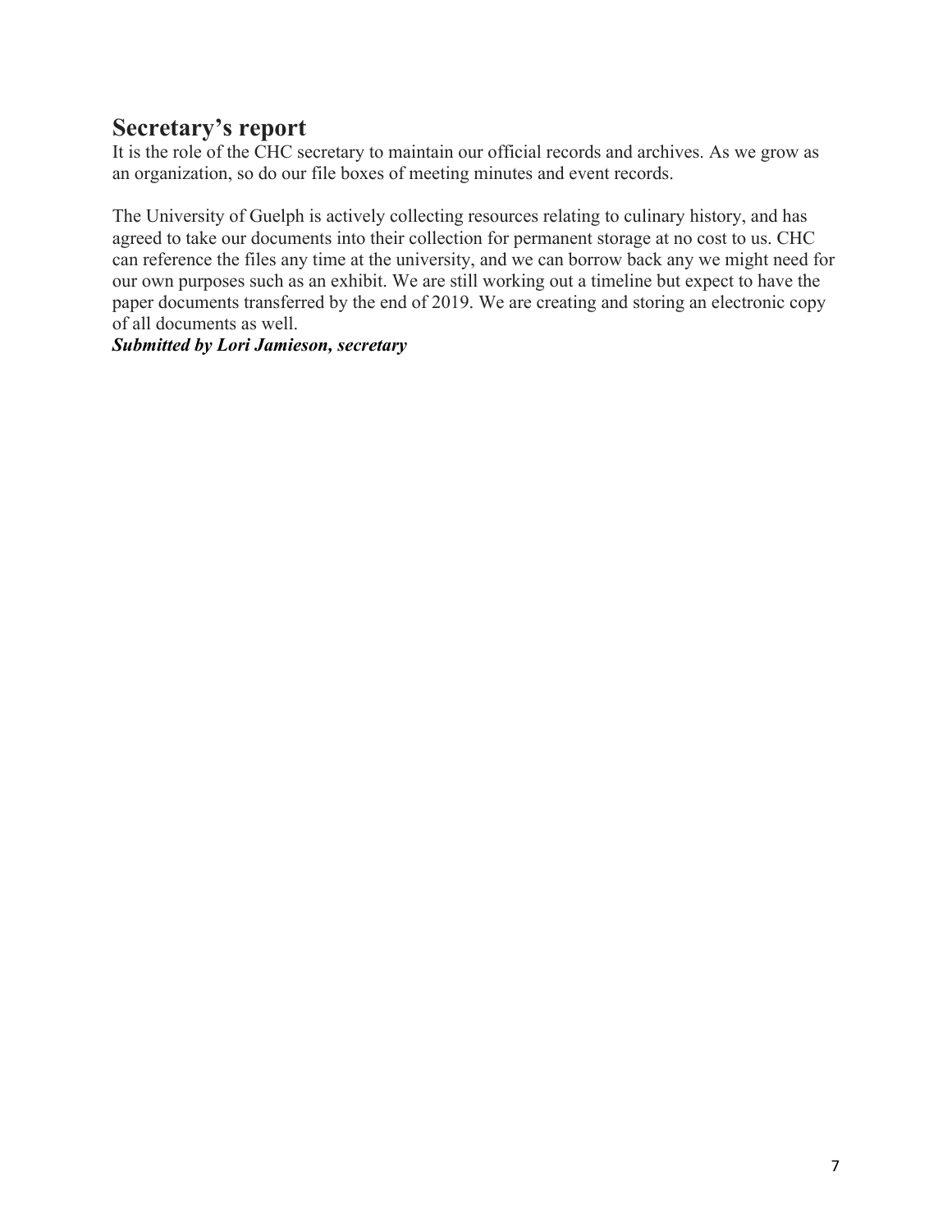## Secretary's report

It is the role of the CHC secretary to maintain our official records and archives. As we grow as an organization, so do our file boxes of meeting minutes and event records.

The University of Guelph is actively collecting resources relating to culinary history, and has agreed to take our documents into their collection for permanent storage at no cost to us. CHC can reference the files any time at the university, and we can borrow back any we might need for our own purposes such as an exhibit. We are still working out a timeline but expect to have the paper documents transferred by the end of 2019. We are creating and storing an electronic copy of all documents as well.

***Submitted by Lori Jamieson, secretary***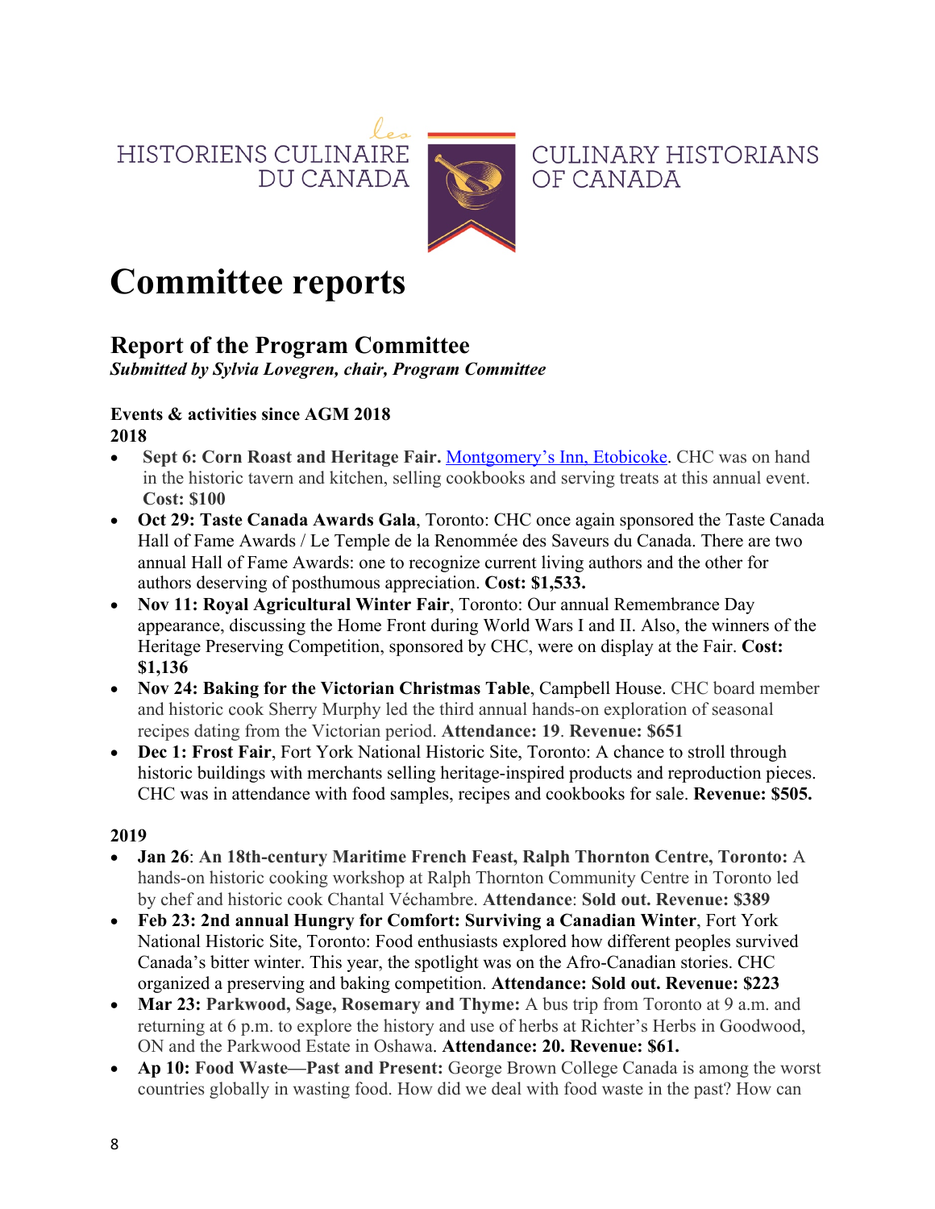HISTORIENS CULINAIRE DU CANADA — CULINARY HISTORIANS OF CANADA

# Committee reports

## Report of the Program Committee

***Submitted by Sylvia Lovegren, chair, Program Committee***

**Events & activities since AGM 2018**

**2018**

- **Sept 6: Corn Roast and Heritage Fair.** [Montgomery's Inn, Etobicoke](). CHC was on hand in the historic tavern and kitchen, selling cookbooks and serving treats at this annual event. **Cost: $100**
- **Oct 29: Taste Canada Awards Gala**, Toronto: CHC once again sponsored the Taste Canada Hall of Fame Awards / Le Temple de la Renommée des Saveurs du Canada. There are two annual Hall of Fame Awards: one to recognize current living authors and the other for authors deserving of posthumous appreciation. **Cost: $1,533.**
- **Nov 11: Royal Agricultural Winter Fair**, Toronto: Our annual Remembrance Day appearance, discussing the Home Front during World Wars I and II. Also, the winners of the Heritage Preserving Competition, sponsored by CHC, were on display at the Fair. **Cost: $1,136**
- **Nov 24: Baking for the Victorian Christmas Table**, Campbell House. CHC board member and historic cook Sherry Murphy led the third annual hands-on exploration of seasonal recipes dating from the Victorian period. **Attendance: 19**. **Revenue: $651**
- **Dec 1: Frost Fair**, Fort York National Historic Site, Toronto: A chance to stroll through historic buildings with merchants selling heritage-inspired products and reproduction pieces. CHC was in attendance with food samples, recipes and cookbooks for sale. **Revenue: $505.**

**2019**

- **Jan 26**: **An 18th-century Maritime French Feast, Ralph Thornton Centre, Toronto:** A hands-on historic cooking workshop at Ralph Thornton Community Centre in Toronto led by chef and historic cook Chantal Véchambre. **Attendance**: **Sold out. Revenue: $389**
- **Feb 23: 2nd annual Hungry for Comfort: Surviving a Canadian Winter**, Fort York National Historic Site, Toronto: Food enthusiasts explored how different peoples survived Canada's bitter winter. This year, the spotlight was on the Afro-Canadian stories. CHC organized a preserving and baking competition. **Attendance: Sold out. Revenue: $223**
- **Mar 23: Parkwood, Sage, Rosemary and Thyme:** A bus trip from Toronto at 9 a.m. and returning at 6 p.m. to explore the history and use of herbs at Richter's Herbs in Goodwood, ON and the Parkwood Estate in Oshawa. **Attendance: 20. Revenue: $61.**
- **Ap 10: Food Waste—Past and Present:** George Brown College Canada is among the worst countries globally in wasting food. How did we deal with food waste in the past? How can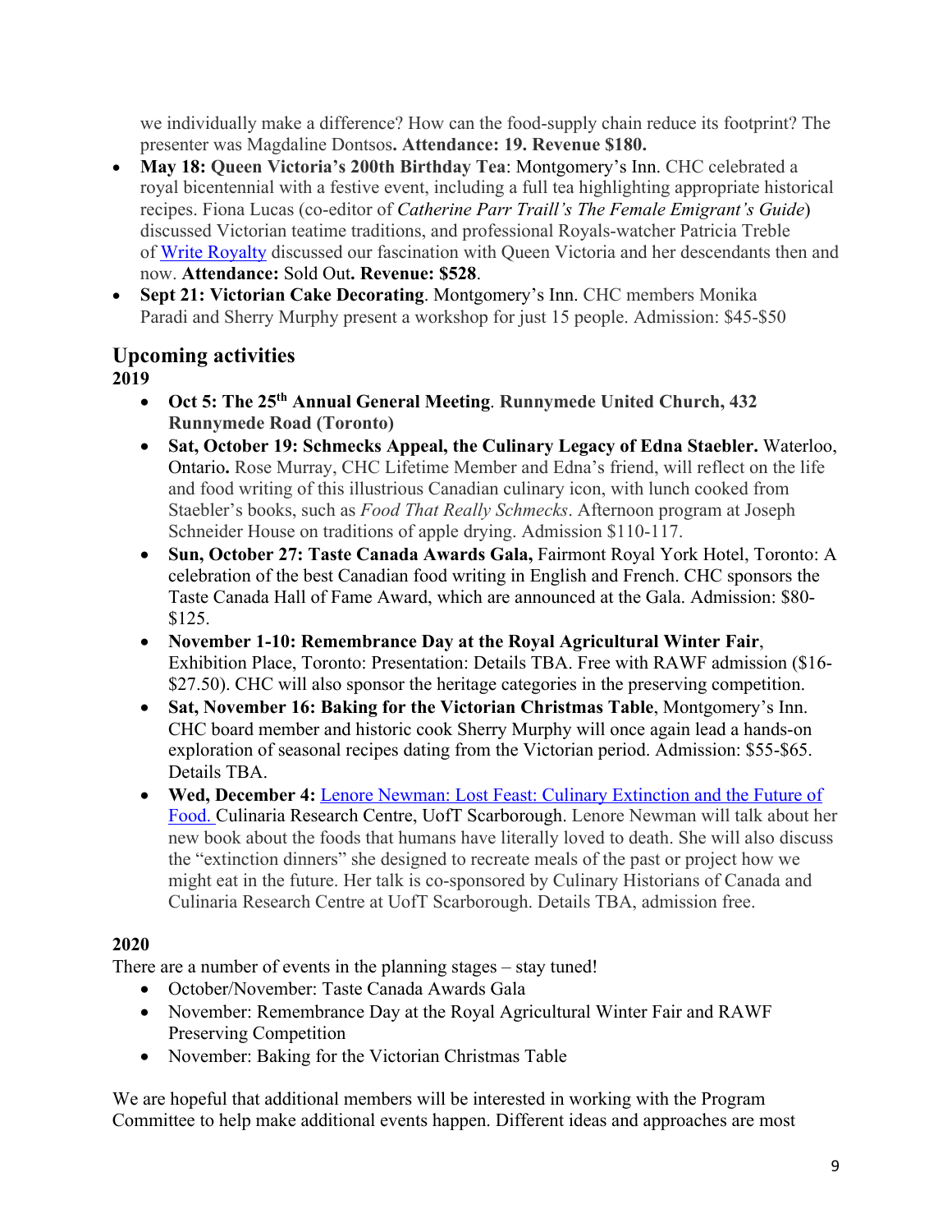we individually make a difference? How can the food-supply chain reduce its footprint? The presenter was Magdaline Dontsos**. Attendance: 19. Revenue $180.**

- **May 18: Queen Victoria's 200th Birthday Tea**: Montgomery's Inn. CHC celebrated a royal bicentennial with a festive event, including a full tea highlighting appropriate historical recipes. Fiona Lucas (co-editor of *Catherine Parr Traill's The Female Emigrant's Guide*) discussed Victorian teatime traditions, and professional Royals-watcher Patricia Treble of Write Royalty discussed our fascination with Queen Victoria and her descendants then and now. **Attendance:** Sold Out**. Revenue: $528**.
- **Sept 21: Victorian Cake Decorating**. Montgomery's Inn. CHC members Monika Paradi and Sherry Murphy present a workshop for just 15 people. Admission: $45-$50

## Upcoming activities

**2019**

- **Oct 5: The 25th Annual General Meeting**. **Runnymede United Church, 432 Runnymede Road (Toronto)**
- **Sat, October 19: Schmecks Appeal, the Culinary Legacy of Edna Staebler.** Waterloo, Ontario**.** Rose Murray, CHC Lifetime Member and Edna's friend, will reflect on the life and food writing of this illustrious Canadian culinary icon, with lunch cooked from Staebler's books, such as *Food That Really Schmecks*. Afternoon program at Joseph Schneider House on traditions of apple drying. Admission $110-117.
- **Sun, October 27: Taste Canada Awards Gala,** Fairmont Royal York Hotel, Toronto: A celebration of the best Canadian food writing in English and French. CHC sponsors the Taste Canada Hall of Fame Award, which are announced at the Gala. Admission: $80-$125.
- **November 1-10: Remembrance Day at the Royal Agricultural Winter Fair**, Exhibition Place, Toronto: Presentation: Details TBA. Free with RAWF admission ($16-$27.50). CHC will also sponsor the heritage categories in the preserving competition.
- **Sat, November 16: Baking for the Victorian Christmas Table**, Montgomery's Inn. CHC board member and historic cook Sherry Murphy will once again lead a hands-on exploration of seasonal recipes dating from the Victorian period. Admission: $55-$65. Details TBA.
- **Wed, December 4:** Lenore Newman: Lost Feast: Culinary Extinction and the Future of Food. Culinaria Research Centre, UofT Scarborough. Lenore Newman will talk about her new book about the foods that humans have literally loved to death. She will also discuss the "extinction dinners" she designed to recreate meals of the past or project how we might eat in the future. Her talk is co-sponsored by Culinary Historians of Canada and Culinaria Research Centre at UofT Scarborough. Details TBA, admission free.

**2020**

There are a number of events in the planning stages – stay tuned!

- October/November: Taste Canada Awards Gala
- November: Remembrance Day at the Royal Agricultural Winter Fair and RAWF Preserving Competition
- November: Baking for the Victorian Christmas Table

We are hopeful that additional members will be interested in working with the Program Committee to help make additional events happen. Different ideas and approaches are most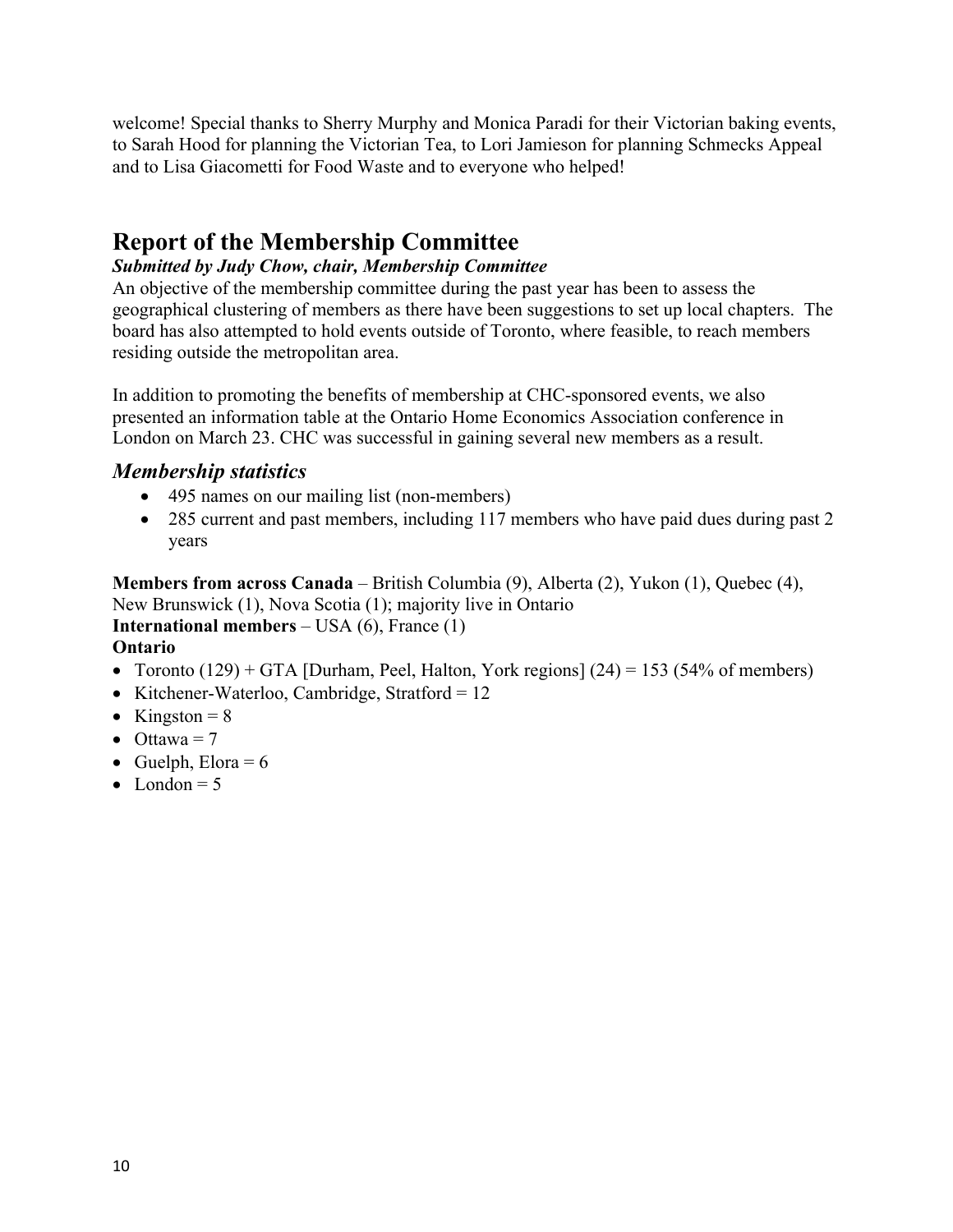welcome! Special thanks to Sherry Murphy and Monica Paradi for their Victorian baking events, to Sarah Hood for planning the Victorian Tea, to Lori Jamieson for planning Schmecks Appeal and to Lisa Giacometti for Food Waste and to everyone who helped!

## Report of the Membership Committee

***Submitted by Judy Chow, chair, Membership Committee***

An objective of the membership committee during the past year has been to assess the geographical clustering of members as there have been suggestions to set up local chapters. The board has also attempted to hold events outside of Toronto, where feasible, to reach members residing outside the metropolitan area.

In addition to promoting the benefits of membership at CHC-sponsored events, we also presented an information table at the Ontario Home Economics Association conference in London on March 23. CHC was successful in gaining several new members as a result.

### *Membership statistics*

- 495 names on our mailing list (non-members)
- 285 current and past members, including 117 members who have paid dues during past 2 years

**Members from across Canada** – British Columbia (9), Alberta (2), Yukon (1), Quebec (4), New Brunswick (1), Nova Scotia (1); majority live in Ontario

**International members** – USA (6), France (1)

**Ontario**

- Toronto (129) + GTA [Durham, Peel, Halton, York regions] (24) = 153 (54% of members)
- Kitchener-Waterloo, Cambridge, Stratford = 12
- Kingston = 8
- Ottawa = 7
- Guelph, Elora = 6
- London = 5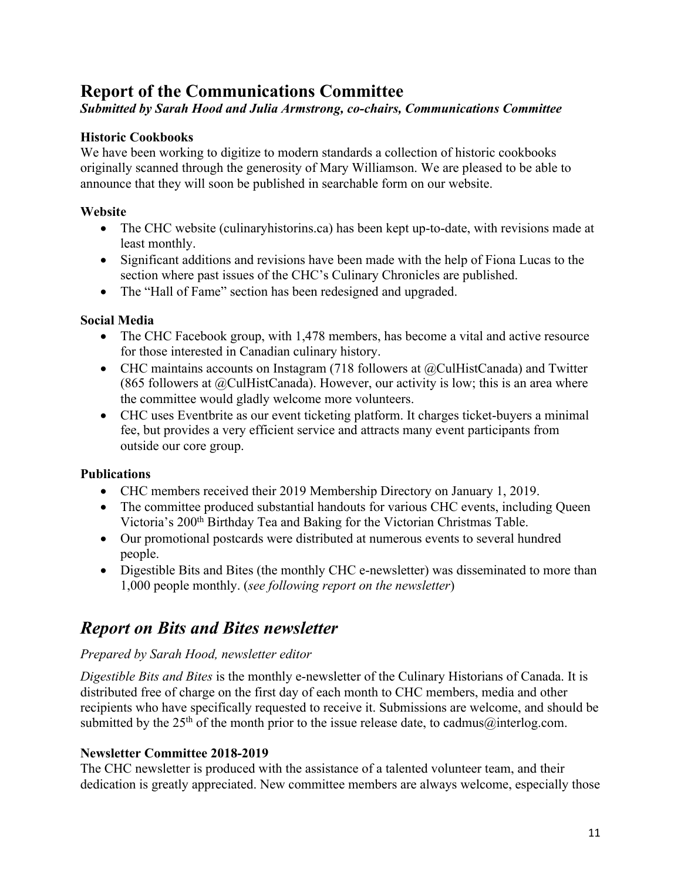# Report of the Communications Committee

***Submitted by Sarah Hood and Julia Armstrong, co-chairs, Communications Committee***

### Historic Cookbooks

We have been working to digitize to modern standards a collection of historic cookbooks originally scanned through the generosity of Mary Williamson. We are pleased to be able to announce that they will soon be published in searchable form on our website.

### Website

- The CHC website (culinaryhistorins.ca) has been kept up-to-date, with revisions made at least monthly.
- Significant additions and revisions have been made with the help of Fiona Lucas to the section where past issues of the CHC's Culinary Chronicles are published.
- The "Hall of Fame" section has been redesigned and upgraded.

### Social Media

- The CHC Facebook group, with 1,478 members, has become a vital and active resource for those interested in Canadian culinary history.
- CHC maintains accounts on Instagram (718 followers at @CulHistCanada) and Twitter (865 followers at @CulHistCanada). However, our activity is low; this is an area where the committee would gladly welcome more volunteers.
- CHC uses Eventbrite as our event ticketing platform. It charges ticket-buyers a minimal fee, but provides a very efficient service and attracts many event participants from outside our core group.

### Publications

- CHC members received their 2019 Membership Directory on January 1, 2019.
- The committee produced substantial handouts for various CHC events, including Queen Victoria's 200th Birthday Tea and Baking for the Victorian Christmas Table.
- Our promotional postcards were distributed at numerous events to several hundred people.
- Digestible Bits and Bites (the monthly CHC e-newsletter) was disseminated to more than 1,000 people monthly. (*see following report on the newsletter*)

## *Report on Bits and Bites newsletter*

*Prepared by Sarah Hood, newsletter editor*

*Digestible Bits and Bites* is the monthly e-newsletter of the Culinary Historians of Canada. It is distributed free of charge on the first day of each month to CHC members, media and other recipients who have specifically requested to receive it. Submissions are welcome, and should be submitted by the 25th of the month prior to the issue release date, to cadmus@interlog.com.

### Newsletter Committee 2018-2019

The CHC newsletter is produced with the assistance of a talented volunteer team, and their dedication is greatly appreciated. New committee members are always welcome, especially those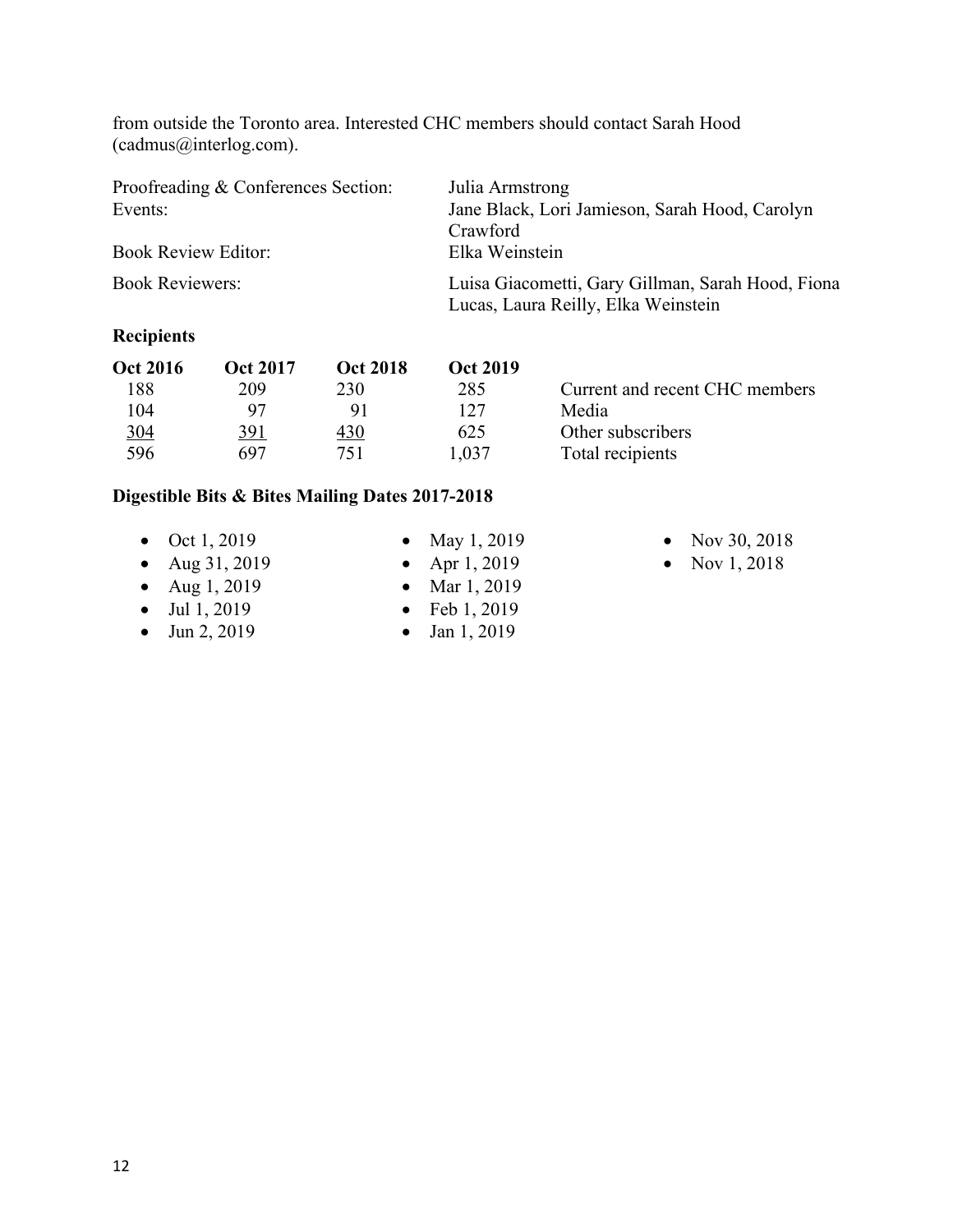from outside the Toronto area. Interested CHC members should contact Sarah Hood (cadmus@interlog.com).

| | |
|---|---|
| Proofreading & Conferences Section: | Julia Armstrong |
| Events: | Jane Black, Lori Jamieson, Sarah Hood, Carolyn Crawford |
| Book Review Editor: | Elka Weinstein |
| Book Reviewers: | Luisa Giacometti, Gary Gillman, Sarah Hood, Fiona Lucas, Laura Reilly, Elka Weinstein |

**Recipients**

| Oct 2016 | Oct 2017 | Oct 2018 | Oct 2019 | |
|---|---|---|---|---|
| 188 | 209 | 230 | 285 | Current and recent CHC members |
| 104 | 97 | 91 | 127 | Media |
| 304 | 391 | 430 | 625 | Other subscribers |
| 596 | 697 | 751 | 1,037 | Total recipients |

**Digestible Bits & Bites Mailing Dates 2017-2018**

- Oct 1, 2019
- Aug 31, 2019
- Aug 1, 2019
- Jul 1, 2019
- Jun 2, 2019
- May 1, 2019
- Apr 1, 2019
- Mar 1, 2019
- Feb 1, 2019
- Jan 1, 2019
- Nov 30, 2018
- Nov 1, 2018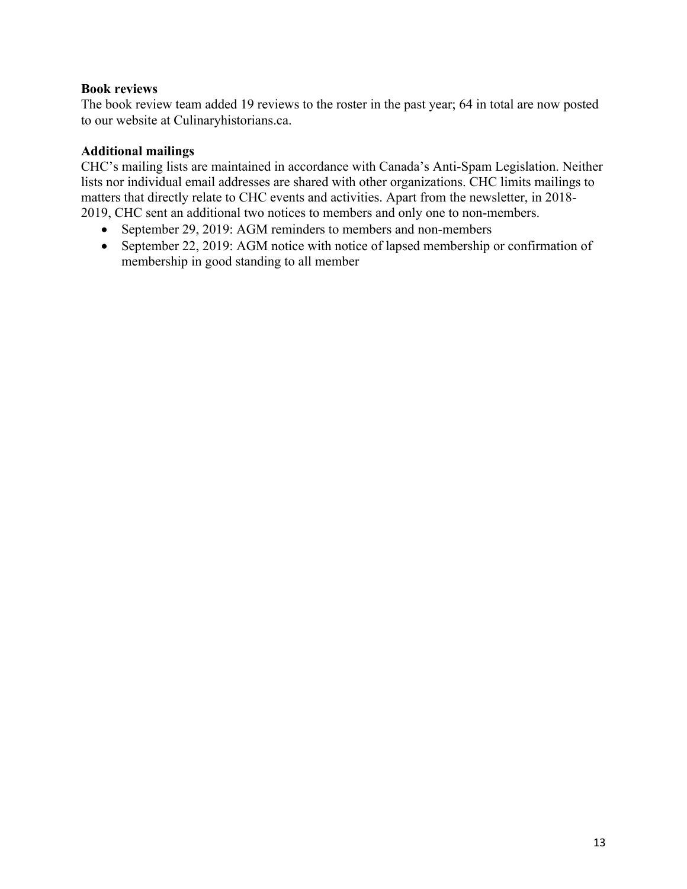**Book reviews**

The book review team added 19 reviews to the roster in the past year; 64 in total are now posted to our website at Culinaryhistorians.ca.

**Additional mailings**

CHC's mailing lists are maintained in accordance with Canada's Anti-Spam Legislation. Neither lists nor individual email addresses are shared with other organizations. CHC limits mailings to matters that directly relate to CHC events and activities. Apart from the newsletter, in 2018-2019, CHC sent an additional two notices to members and only one to non-members.

- September 29, 2019: AGM reminders to members and non-members
- September 22, 2019: AGM notice with notice of lapsed membership or confirmation of membership in good standing to all member